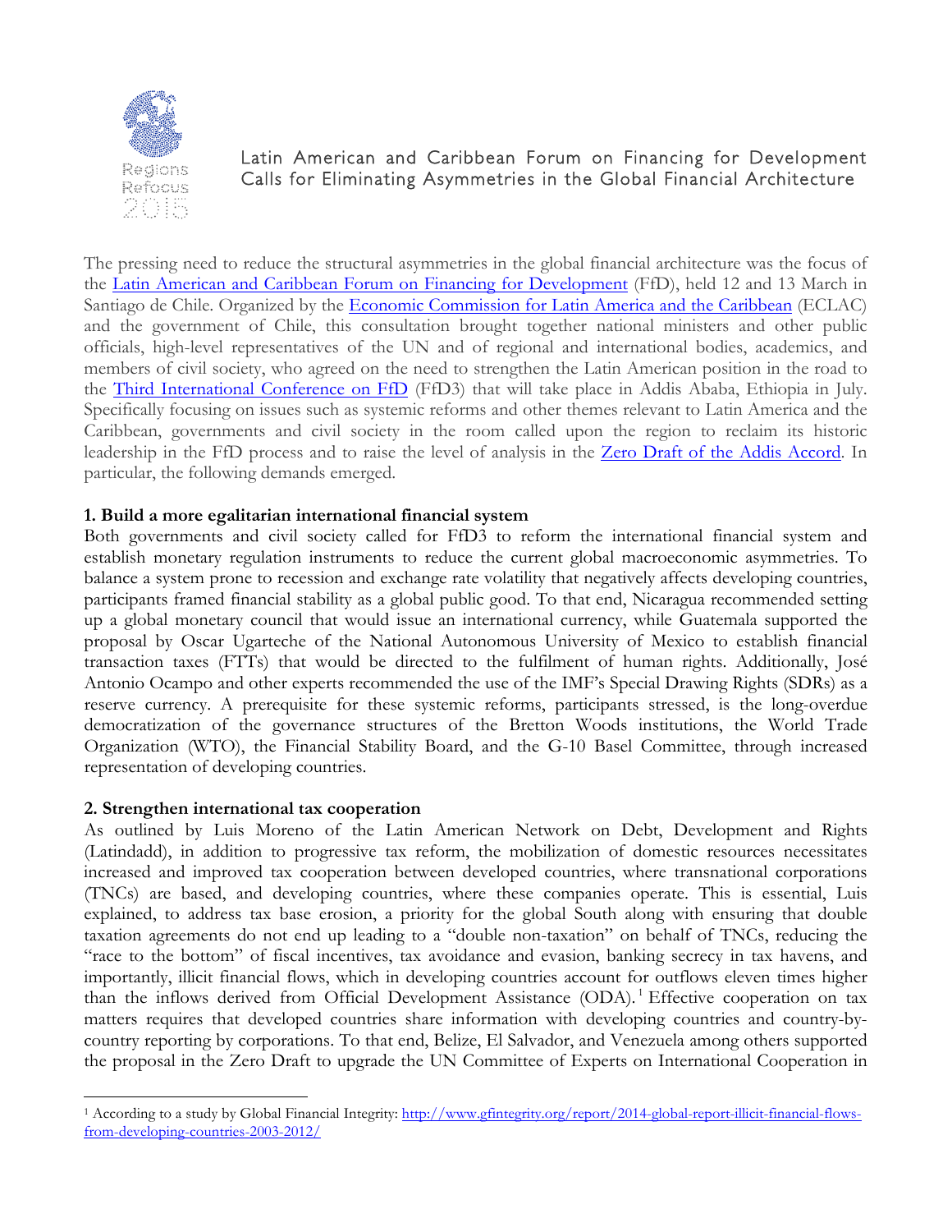Regions Refocus 2015

# Latin American and Caribbean Forum on Financing for Development Calls for Eliminating Asymmetries in the Global Financial Architecture

The pressing need to reduce the structural asymmetries in the global financial architecture was the focus of the [Latin American and Caribbean Forum on Financing for Development](#) (FfD), held 12 and 13 March in Santiago de Chile. Organized by the [Economic Commission for Latin America and the Caribbean](#) (ECLAC) and the government of Chile, this consultation brought together national ministers and other public officials, high-level representatives of the UN and of regional and international bodies, academics, and members of civil society, who agreed on the need to strengthen the Latin American position in the road to the [Third International Conference on FfD](#) (FfD3) that will take place in Addis Ababa, Ethiopia in July. Specifically focusing on issues such as systemic reforms and other themes relevant to Latin America and the Caribbean, governments and civil society in the room called upon the region to reclaim its historic leadership in the FfD process and to raise the level of analysis in the [Zero Draft of the Addis Accord](#). In particular, the following demands emerged.

**1. Build a more egalitarian international financial system**

Both governments and civil society called for FfD3 to reform the international financial system and establish monetary regulation instruments to reduce the current global macroeconomic asymmetries. To balance a system prone to recession and exchange rate volatility that negatively affects developing countries, participants framed financial stability as a global public good. To that end, Nicaragua recommended setting up a global monetary council that would issue an international currency, while Guatemala supported the proposal by Oscar Ugarteche of the National Autonomous University of Mexico to establish financial transaction taxes (FTTs) that would be directed to the fulfilment of human rights. Additionally, José Antonio Ocampo and other experts recommended the use of the IMF's Special Drawing Rights (SDRs) as a reserve currency. A prerequisite for these systemic reforms, participants stressed, is the long-overdue democratization of the governance structures of the Bretton Woods institutions, the World Trade Organization (WTO), the Financial Stability Board, and the G-10 Basel Committee, through increased representation of developing countries.

**2. Strengthen international tax cooperation**

As outlined by Luis Moreno of the Latin American Network on Debt, Development and Rights (Latindadd), in addition to progressive tax reform, the mobilization of domestic resources necessitates increased and improved tax cooperation between developed countries, where transnational corporations (TNCs) are based, and developing countries, where these companies operate. This is essential, Luis explained, to address tax base erosion, a priority for the global South along with ensuring that double taxation agreements do not end up leading to a "double non-taxation" on behalf of TNCs, reducing the "race to the bottom" of fiscal incentives, tax avoidance and evasion, banking secrecy in tax havens, and importantly, illicit financial flows, which in developing countries account for outflows eleven times higher than the inflows derived from Official Development Assistance (ODA).[1] Effective cooperation on tax matters requires that developed countries share information with developing countries and country-by-country reporting by corporations. To that end, Belize, El Salvador, and Venezuela among others supported the proposal in the Zero Draft to upgrade the UN Committee of Experts on International Cooperation in

---

[1] According to a study by Global Financial Integrity: http://www.gfintegrity.org/report/2014-global-report-illicit-financial-flows-from-developing-countries-2003-2012/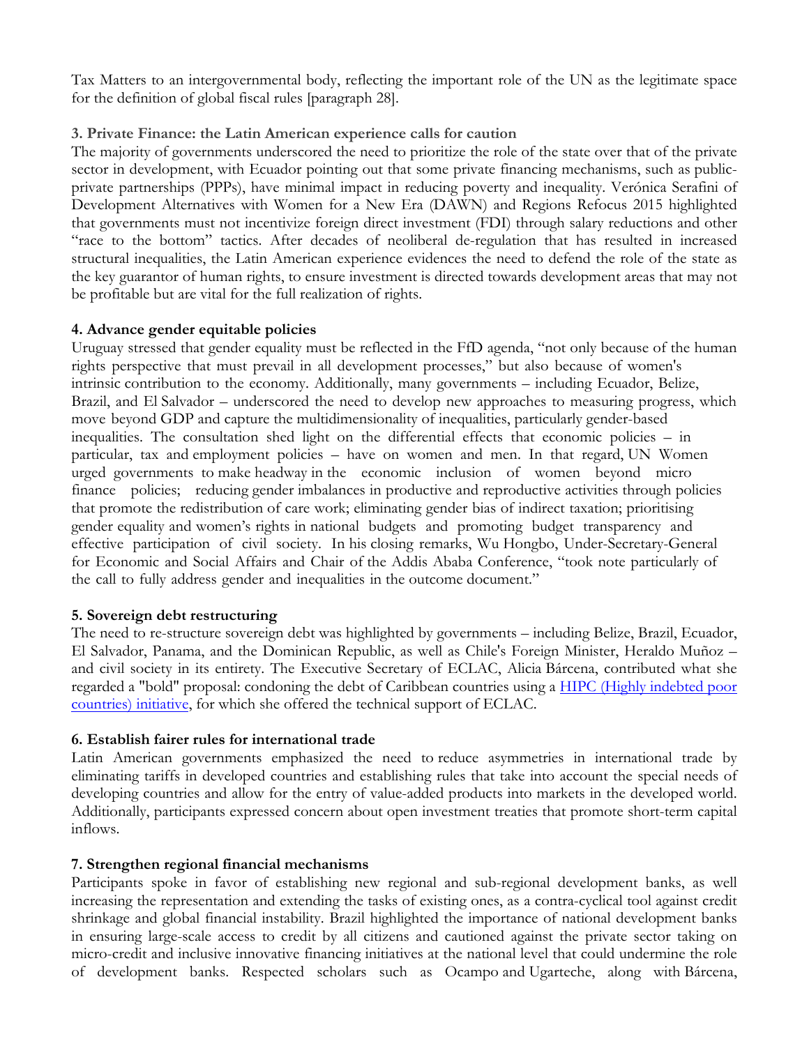Tax Matters to an intergovernmental body, reflecting the important role of the UN as the legitimate space for the definition of global fiscal rules [paragraph 28].

### 3. Private Finance: the Latin American experience calls for caution

The majority of governments underscored the need to prioritize the role of the state over that of the private sector in development, with Ecuador pointing out that some private financing mechanisms, such as public-private partnerships (PPPs), have minimal impact in reducing poverty and inequality. Verónica Serafini of Development Alternatives with Women for a New Era (DAWN) and Regions Refocus 2015 highlighted that governments must not incentivize foreign direct investment (FDI) through salary reductions and other "race to the bottom" tactics. After decades of neoliberal de-regulation that has resulted in increased structural inequalities, the Latin American experience evidences the need to defend the role of the state as the key guarantor of human rights, to ensure investment is directed towards development areas that may not be profitable but are vital for the full realization of rights.

### 4. Advance gender equitable policies

Uruguay stressed that gender equality must be reflected in the FfD agenda, "not only because of the human rights perspective that must prevail in all development processes," but also because of women's intrinsic contribution to the economy. Additionally, many governments – including Ecuador, Belize, Brazil, and El Salvador – underscored the need to develop new approaches to measuring progress, which move beyond GDP and capture the multidimensionality of inequalities, particularly gender-based inequalities. The consultation shed light on the differential effects that economic policies – in particular, tax and employment policies – have on women and men. In that regard, UN Women urged governments to make headway in the economic inclusion of women beyond micro finance policies; reducing gender imbalances in productive and reproductive activities through policies that promote the redistribution of care work; eliminating gender bias of indirect taxation; prioritising gender equality and women's rights in national budgets and promoting budget transparency and effective participation of civil society. In his closing remarks, Wu Hongbo, Under-Secretary-General for Economic and Social Affairs and Chair of the Addis Ababa Conference, "took note particularly of the call to fully address gender and inequalities in the outcome document."

### 5. Sovereign debt restructuring

The need to re-structure sovereign debt was highlighted by governments – including Belize, Brazil, Ecuador, El Salvador, Panama, and the Dominican Republic, as well as Chile's Foreign Minister, Heraldo Muñoz – and civil society in its entirety. The Executive Secretary of ECLAC, Alicia Bárcena, contributed what she regarded a "bold" proposal: condoning the debt of Caribbean countries using a HIPC (Highly indebted poor countries) initiative, for which she offered the technical support of ECLAC.

### 6. Establish fairer rules for international trade

Latin American governments emphasized the need to reduce asymmetries in international trade by eliminating tariffs in developed countries and establishing rules that take into account the special needs of developing countries and allow for the entry of value-added products into markets in the developed world. Additionally, participants expressed concern about open investment treaties that promote short-term capital inflows.

### 7. Strengthen regional financial mechanisms

Participants spoke in favor of establishing new regional and sub-regional development banks, as well increasing the representation and extending the tasks of existing ones, as a contra-cyclical tool against credit shrinkage and global financial instability. Brazil highlighted the importance of national development banks in ensuring large-scale access to credit by all citizens and cautioned against the private sector taking on micro-credit and inclusive innovative financing initiatives at the national level that could undermine the role of development banks. Respected scholars such as Ocampo and Ugarteche, along with Bárcena,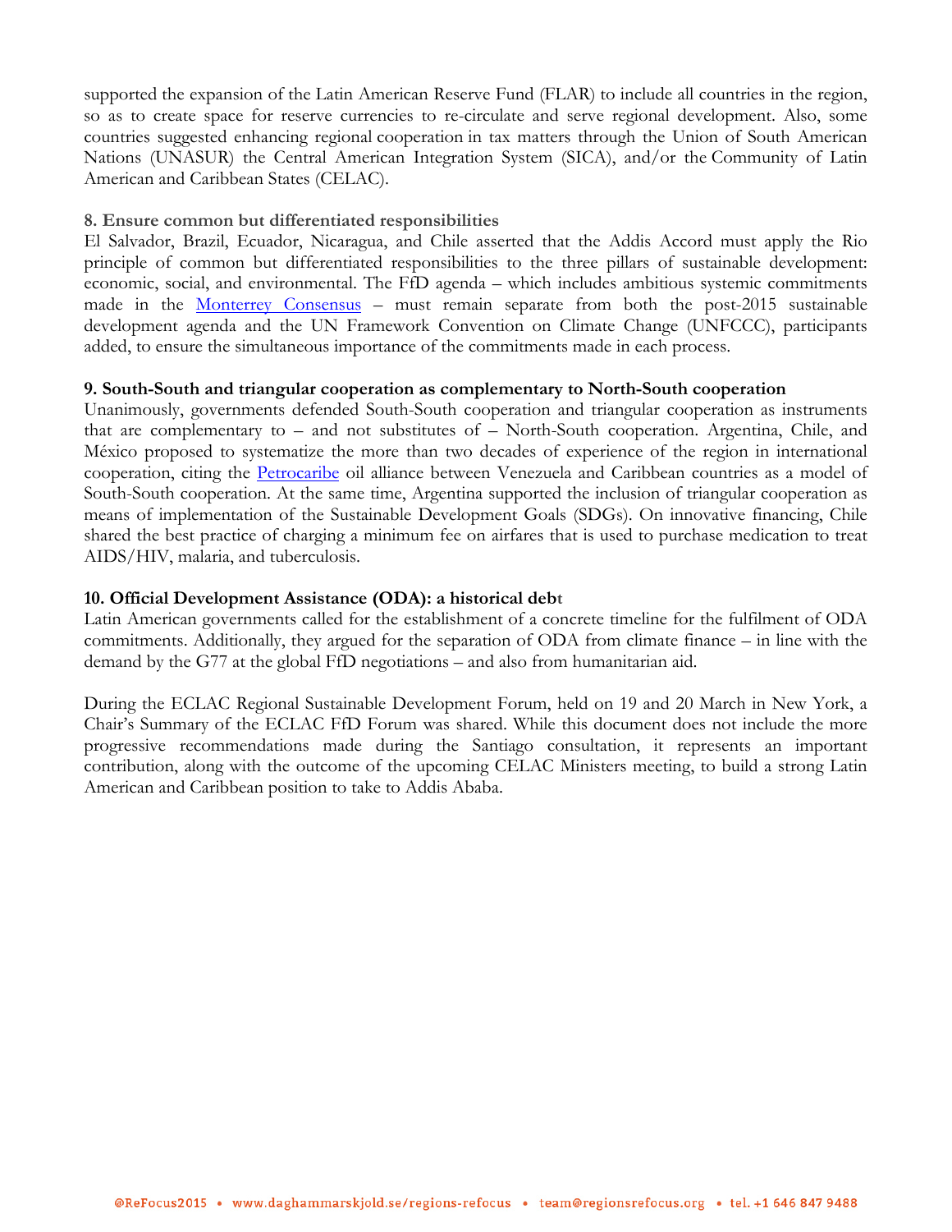supported the expansion of the Latin American Reserve Fund (FLAR) to include all countries in the region, so as to create space for reserve currencies to re-circulate and serve regional development. Also, some countries suggested enhancing regional cooperation in tax matters through the Union of South American Nations (UNASUR) the Central American Integration System (SICA), and/or the Community of Latin American and Caribbean States (CELAC).

### 8. Ensure common but differentiated responsibilities

El Salvador, Brazil, Ecuador, Nicaragua, and Chile asserted that the Addis Accord must apply the Rio principle of common but differentiated responsibilities to the three pillars of sustainable development: economic, social, and environmental. The FfD agenda – which includes ambitious systemic commitments made in the Monterrey Consensus – must remain separate from both the post-2015 sustainable development agenda and the UN Framework Convention on Climate Change (UNFCCC), participants added, to ensure the simultaneous importance of the commitments made in each process.

### 9. South-South and triangular cooperation as complementary to North-South cooperation

Unanimously, governments defended South-South cooperation and triangular cooperation as instruments that are complementary to – and not substitutes of – North-South cooperation. Argentina, Chile, and México proposed to systematize the more than two decades of experience of the region in international cooperation, citing the Petrocaribe oil alliance between Venezuela and Caribbean countries as a model of South-South cooperation. At the same time, Argentina supported the inclusion of triangular cooperation as means of implementation of the Sustainable Development Goals (SDGs). On innovative financing, Chile shared the best practice of charging a minimum fee on airfares that is used to purchase medication to treat AIDS/HIV, malaria, and tuberculosis.

### 10. Official Development Assistance (ODA): a historical debt

Latin American governments called for the establishment of a concrete timeline for the fulfilment of ODA commitments. Additionally, they argued for the separation of ODA from climate finance – in line with the demand by the G77 at the global FfD negotiations – and also from humanitarian aid.

During the ECLAC Regional Sustainable Development Forum, held on 19 and 20 March in New York, a Chair's Summary of the ECLAC FfD Forum was shared. While this document does not include the more progressive recommendations made during the Santiago consultation, it represents an important contribution, along with the outcome of the upcoming CELAC Ministers meeting, to build a strong Latin American and Caribbean position to take to Addis Ababa.